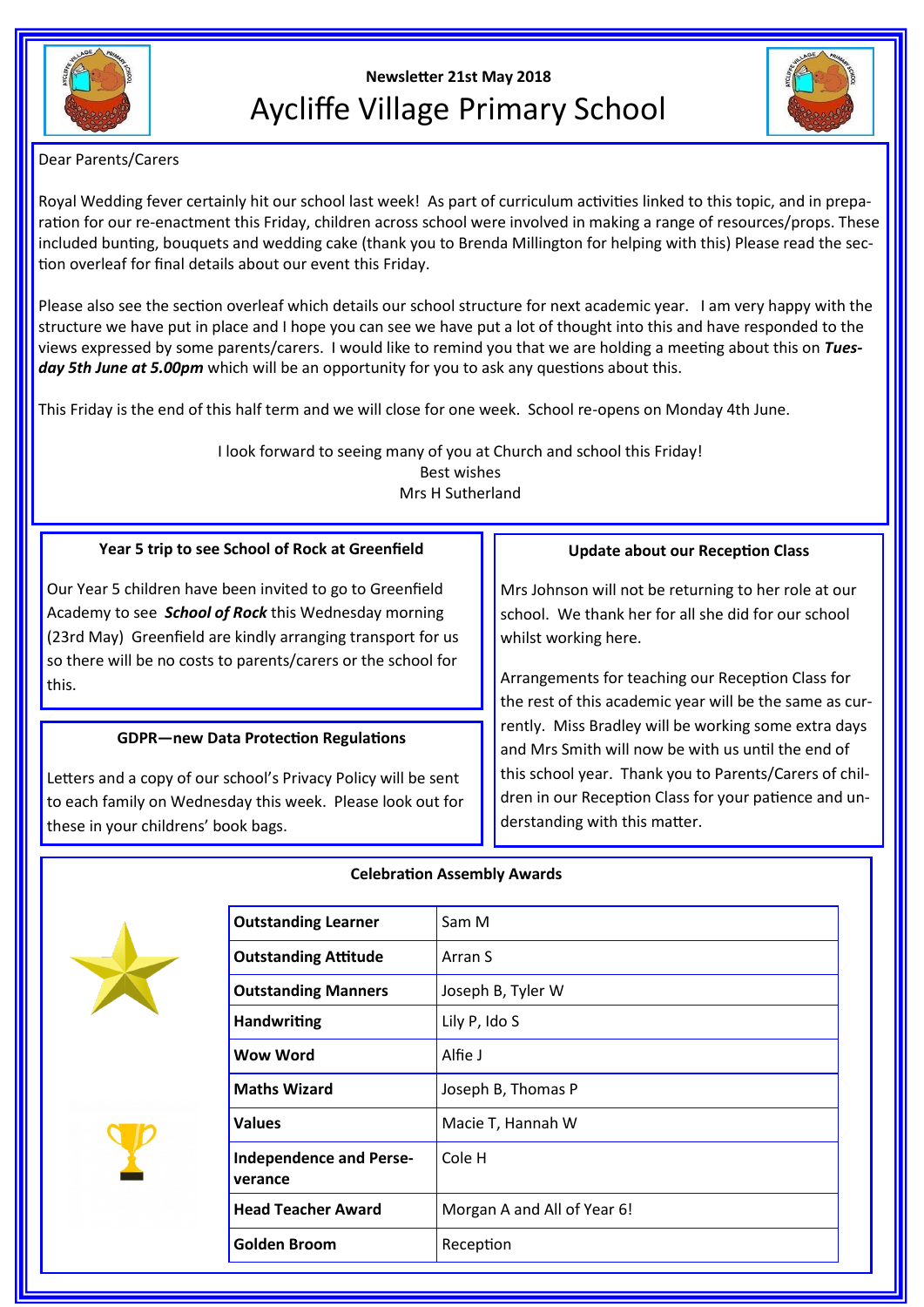Newsletter 21st May 2018

# Aycliffe Village Primary School

Dear Parents/Carers

Royal Wedding fever certainly hit our school last week! As part of curriculum activities linked to this topic, and in preparation for our re-enactment this Friday, children across school were involved in making a range of resources/props. These included bunting, bouquets and wedding cake (thank you to Brenda Millington for helping with this) Please read the section overleaf for final details about our event this Friday.

Please also see the section overleaf which details our school structure for next academic year. I am very happy with the structure we have put in place and I hope you can see we have put a lot of thought into this and have responded to the views expressed by some parents/carers. I would like to remind you that we are holding a meeting about this on ***Tuesday 5th June at 5.00pm*** which will be an opportunity for you to ask any questions about this.

This Friday is the end of this half term and we will close for one week. School re-opens on Monday 4th June.

I look forward to seeing many of you at Church and school this Friday!
Best wishes
Mrs H Sutherland

### Year 5 trip to see School of Rock at Greenfield

Our Year 5 children have been invited to go to Greenfield Academy to see ***School of Rock*** this Wednesday morning (23rd May) Greenfield are kindly arranging transport for us so there will be no costs to parents/carers or the school for this.

### GDPR—new Data Protection Regulations

Letters and a copy of our school's Privacy Policy will be sent to each family on Wednesday this week. Please look out for these in your childrens' book bags.

### Update about our Reception Class

Mrs Johnson will not be returning to her role at our school. We thank her for all she did for our school whilst working here.

Arrangements for teaching our Reception Class for the rest of this academic year will be the same as currently. Miss Bradley will be working some extra days and Mrs Smith will now be with us until the end of this school year. Thank you to Parents/Carers of children in our Reception Class for your patience and understanding with this matter.

### Celebration Assembly Awards

| Award | Recipient |
|---|---|
| **Outstanding Learner** | Sam M |
| **Outstanding Attitude** | Arran S |
| **Outstanding Manners** | Joseph B, Tyler W |
| **Handwriting** | Lily P, Ido S |
| **Wow Word** | Alfie J |
| **Maths Wizard** | Joseph B, Thomas P |
| **Values** | Macie T, Hannah W |
| **Independence and Perseverance** | Cole H |
| **Head Teacher Award** | Morgan A and All of Year 6! |
| **Golden Broom** | Reception |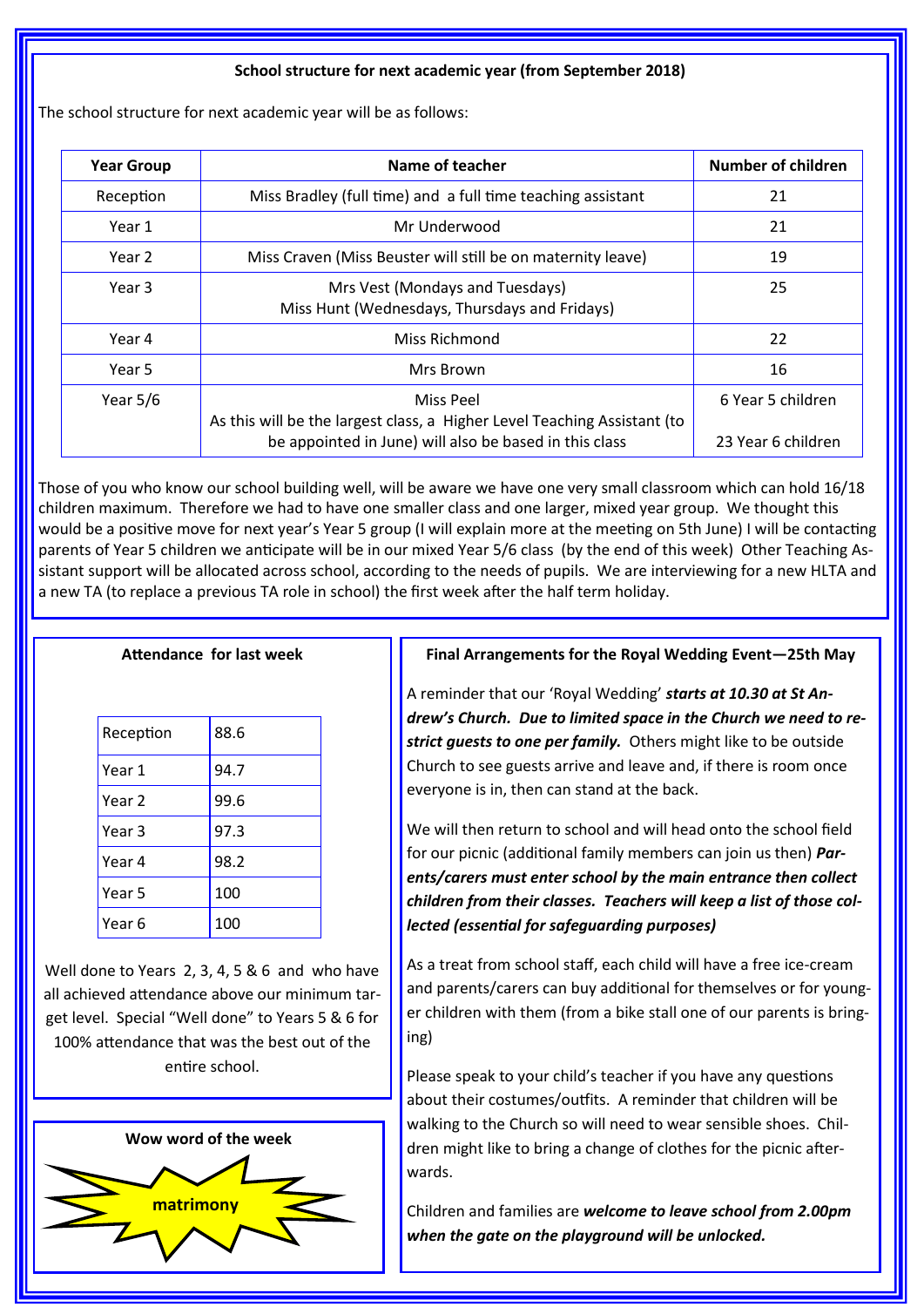## School structure for next academic year (from September 2018)

The school structure for next academic year will be as follows:

| Year Group | Name of teacher | Number of children |
|---|---|---|
| Reception | Miss Bradley (full time) and a full time teaching assistant | 21 |
| Year 1 | Mr Underwood | 21 |
| Year 2 | Miss Craven (Miss Beuster will still be on maternity leave) | 19 |
| Year 3 | Mrs Vest (Mondays and Tuesdays) Miss Hunt (Wednesdays, Thursdays and Fridays) | 25 |
| Year 4 | Miss Richmond | 22 |
| Year 5 | Mrs Brown | 16 |
| Year 5/6 | Miss Peel As this will be the largest class, a Higher Level Teaching Assistant (to be appointed in June) will also be based in this class | 6 Year 5 children 23 Year 6 children |

Those of you who know our school building well, will be aware we have one very small classroom which can hold 16/18 children maximum. Therefore we had to have one smaller class and one larger, mixed year group. We thought this would be a positive move for next year's Year 5 group (I will explain more at the meeting on 5th June) I will be contacting parents of Year 5 children we anticipate will be in our mixed Year 5/6 class (by the end of this week) Other Teaching Assistant support will be allocated across school, according to the needs of pupils. We are interviewing for a new HLTA and a new TA (to replace a previous TA role in school) the first week after the half term holiday.

## Attendance for last week

| | |
|---|---|
| Reception | 88.6 |
| Year 1 | 94.7 |
| Year 2 | 99.6 |
| Year 3 | 97.3 |
| Year 4 | 98.2 |
| Year 5 | 100 |
| Year 6 | 100 |

Well done to Years 2, 3, 4, 5 & 6 and who have all achieved attendance above our minimum target level. Special "Well done" to Years 5 & 6 for 100% attendance that was the best out of the entire school.

## Wow word of the week

**matrimony**

## Final Arrangements for the Royal Wedding Event—25th May

A reminder that our 'Royal Wedding' ***starts at 10.30 at St Andrew's Church. Due to limited space in the Church we need to restrict guests to one per family.*** Others might like to be outside Church to see guests arrive and leave and, if there is room once everyone is in, then can stand at the back.

We will then return to school and will head onto the school field for our picnic (additional family members can join us then) ***Parents/carers must enter school by the main entrance then collect children from their classes. Teachers will keep a list of those collected (essential for safeguarding purposes)***

As a treat from school staff, each child will have a free ice-cream and parents/carers can buy additional for themselves or for younger children with them (from a bike stall one of our parents is bringing)

Please speak to your child's teacher if you have any questions about their costumes/outfits. A reminder that children will be walking to the Church so will need to wear sensible shoes. Children might like to bring a change of clothes for the picnic afterwards.

Children and families are ***welcome to leave school from 2.00pm when the gate on the playground will be unlocked.***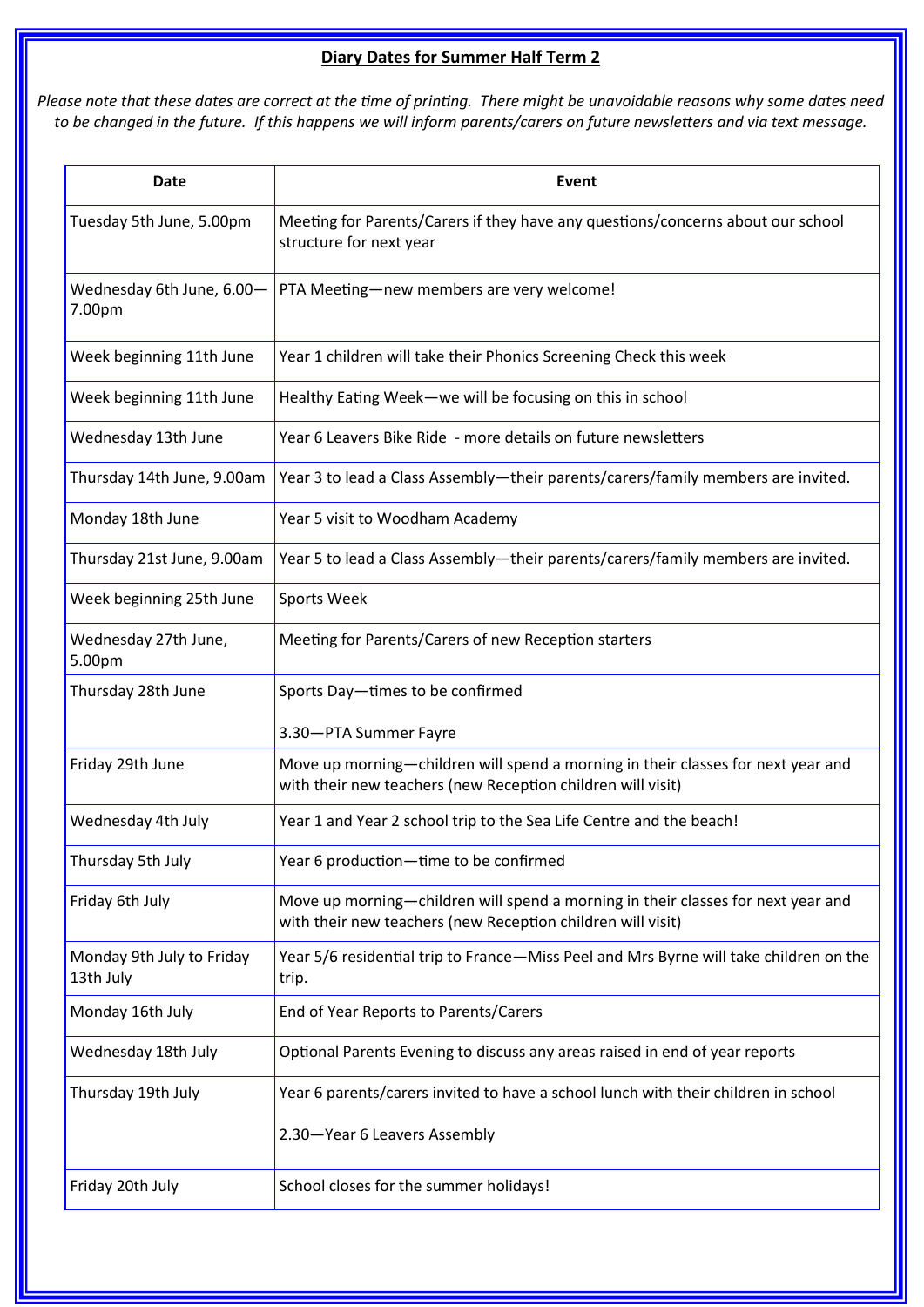## Diary Dates for Summer Half Term 2

*Please note that these dates are correct at the time of printing. There might be unavoidable reasons why some dates need to be changed in the future. If this happens we will inform parents/carers on future newsletters and via text message.*

| Date | Event |
|---|---|
| Tuesday 5th June, 5.00pm | Meeting for Parents/Carers if they have any questions/concerns about our school structure for next year |
| Wednesday 6th June, 6.00—7.00pm | PTA Meeting—new members are very welcome! |
| Week beginning 11th June | Year 1 children will take their Phonics Screening Check this week |
| Week beginning 11th June | Healthy Eating Week—we will be focusing on this in school |
| Wednesday 13th June | Year 6 Leavers Bike Ride - more details on future newsletters |
| Thursday 14th June, 9.00am | Year 3 to lead a Class Assembly—their parents/carers/family members are invited. |
| Monday 18th June | Year 5 visit to Woodham Academy |
| Thursday 21st June, 9.00am | Year 5 to lead a Class Assembly—their parents/carers/family members are invited. |
| Week beginning 25th June | Sports Week |
| Wednesday 27th June, 5.00pm | Meeting for Parents/Carers of new Reception starters |
| Thursday 28th June | Sports Day—times to be confirmed<br><br>3.30—PTA Summer Fayre |
| Friday 29th June | Move up morning—children will spend a morning in their classes for next year and with their new teachers (new Reception children will visit) |
| Wednesday 4th July | Year 1 and Year 2 school trip to the Sea Life Centre and the beach! |
| Thursday 5th July | Year 6 production—time to be confirmed |
| Friday 6th July | Move up morning—children will spend a morning in their classes for next year and with their new teachers (new Reception children will visit) |
| Monday 9th July to Friday 13th July | Year 5/6 residential trip to France—Miss Peel and Mrs Byrne will take children on the trip. |
| Monday 16th July | End of Year Reports to Parents/Carers |
| Wednesday 18th July | Optional Parents Evening to discuss any areas raised in end of year reports |
| Thursday 19th July | Year 6 parents/carers invited to have a school lunch with their children in school<br><br>2.30—Year 6 Leavers Assembly |
| Friday 20th July | School closes for the summer holidays! |